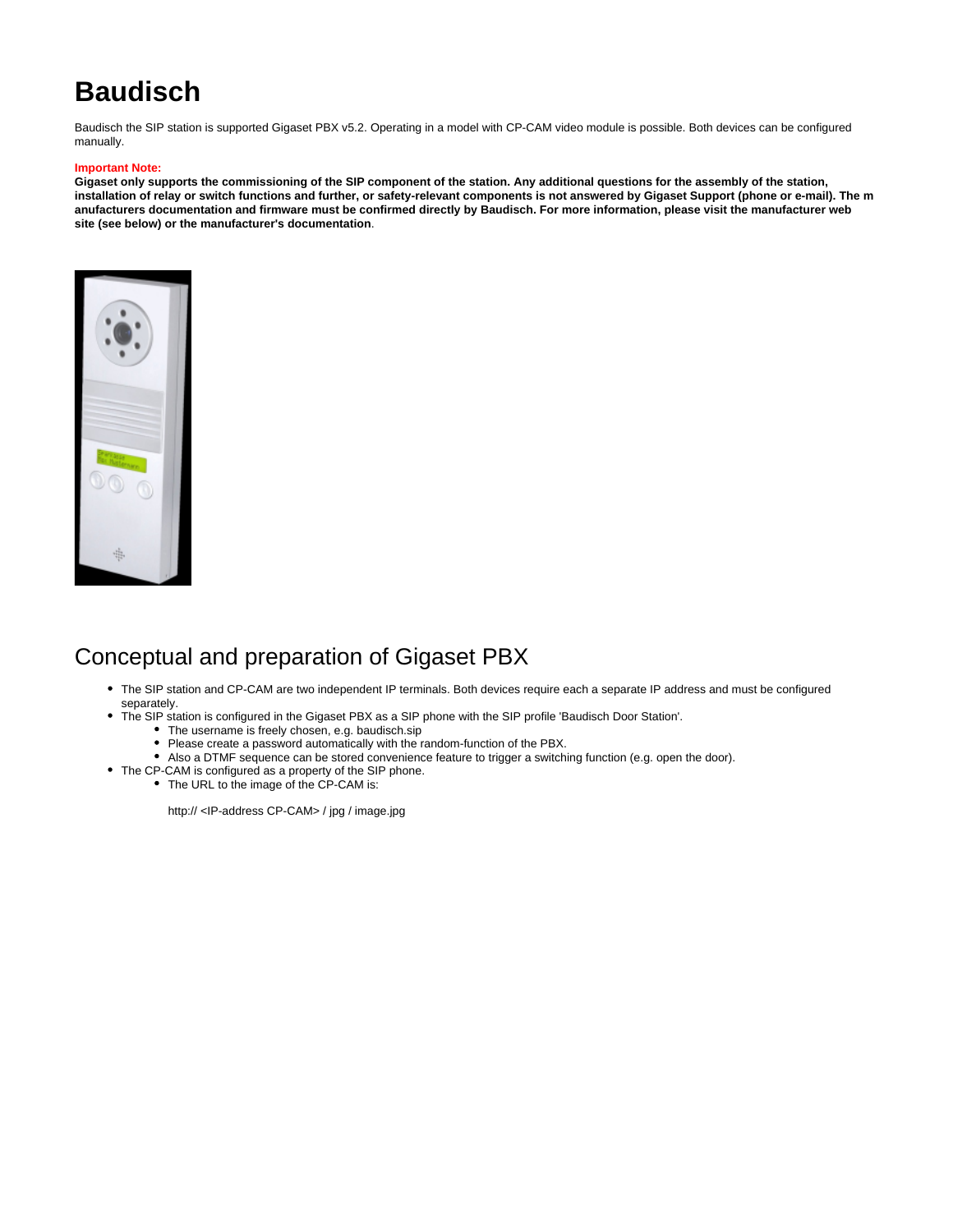# Baudisch

Baudisch the SIP station is supported Gigaset PBX v5.2. Operating in a model with CP-CAM video module is possible. Both devices can be configured manually.

**Important Note:**
**Gigaset only supports the commissioning of the SIP component of the station. Any additional questions for the assembly of the station, installation of relay or switch functions and further, or safety-relevant components is not answered by Gigaset Support (phone or e-mail). The manufacturers documentation and firmware must be confirmed directly by Baudisch. For more information, please visit the manufacturer web site (see below) or the manufacturer's documentation**.

## Conceptual and preparation of Gigaset PBX

- The SIP station and CP-CAM are two independent IP terminals. Both devices require each a separate IP address and must be configured separately.
- The SIP station is configured in the Gigaset PBX as a SIP phone with the SIP profile 'Baudisch Door Station'.
  - The username is freely chosen, e.g. baudisch.sip
  - Please create a password automatically with the random-function of the PBX.
  - Also a DTMF sequence can be stored convenience feature to trigger a switching function (e.g. open the door).
- The CP-CAM is configured as a property of the SIP phone.
  - The URL to the image of the CP-CAM is:

    http:// <IP-address CP-CAM> / jpg / image.jpg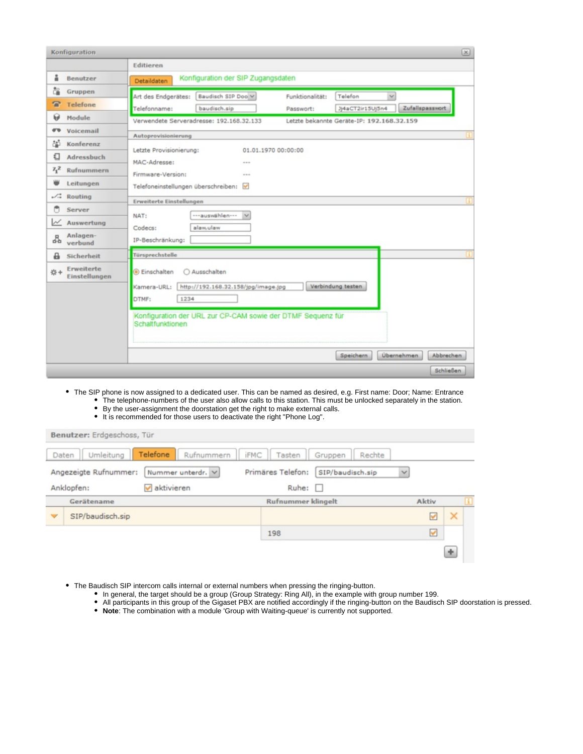Konfiguration

| | Editieren |
|---|---|
| Benutzer | Detaildaten — Konfiguration der SIP Zugangsdaten |
| Gruppen | Art des Endgerätes: Baudisch SIP Doo — Funktionalität: Telefon |
| Telefone | Telefonname: baudisch.sip — Passwort: Jj4aCT2ir15Uj5n4 — Zufallspasswort |
| Module | Verwendete Serveradresse: 192.168.32.133 — Letzte bekannte Geräte-IP: 192.168.32.159 |
| Voicemail | **Autoprovisionierung** |
| Konferenz | Letzte Provisionierung: 01.01.1970 00:00:00 |
| Adressbuch | MAC-Adresse: --- |
| Rufnummern | Firmware-Version: --- |
| Leitungen | Telefoneinstellungen überschreiben: ☑ |
| Routing | **Erweiterte Einstellungen** |
| Server | NAT: ---auswählen--- |
| Auswertung | Codecs: alaw,ulaw |
| Anlagenverbund | IP-Beschränkung: |
| Sicherheit | **Türsprechstelle** |
| Erweiterte Einstellungen | ◉ Einschalten ○ Ausschalten |
| | Kamera-URL: http://192.168.32.158/jpg/image.jpg — Verbindung testen |
| | DTMF: 1234 |
| | Konfiguration der URL zur CP-CAM sowie der DTMF Sequenz für Schaltfunktionen |
| | Speichern — Übernehmen — Abbrechen |

Schließen

- The SIP phone is now assigned to a dedicated user. This can be named as desired, e.g. First name: Door; Name: Entrance
  - The telephone-numbers of the user also allow calls to this station. This must be unlocked separately in the station.
  - By the user-assignment the doorstation get the right to make external calls.
  - It is recommended for those users to deactivate the right "Phone Log".

**Benutzer:** Erdgeschoss, Tür

Daten | Umleitung | **Telefone** | Rufnummern | iFMC | Tasten | Gruppen | Rechte

Angezeigte Rufnummer: Nummer unterdr. — Primäres Telefon: SIP/baudisch.sip

Anklopfen: ☑ aktivieren — Ruhe: ☐

| Gerätename | Rufnummer klingelt | Aktiv |
|---|---|---|
| SIP/baudisch.sip | | ☑ |
| | 198 | ☑ |

- The Baudisch SIP intercom calls internal or external numbers when pressing the ringing-button.
  - In general, the target should be a group (Group Strategy: Ring All), in the example with group number 199.
  - All participants in this group of the Gigaset PBX are notified accordingly if the ringing-button on the Baudisch SIP doorstation is pressed.
  - **Note**: The combination with a module 'Group with Waiting-queue' is currently not supported.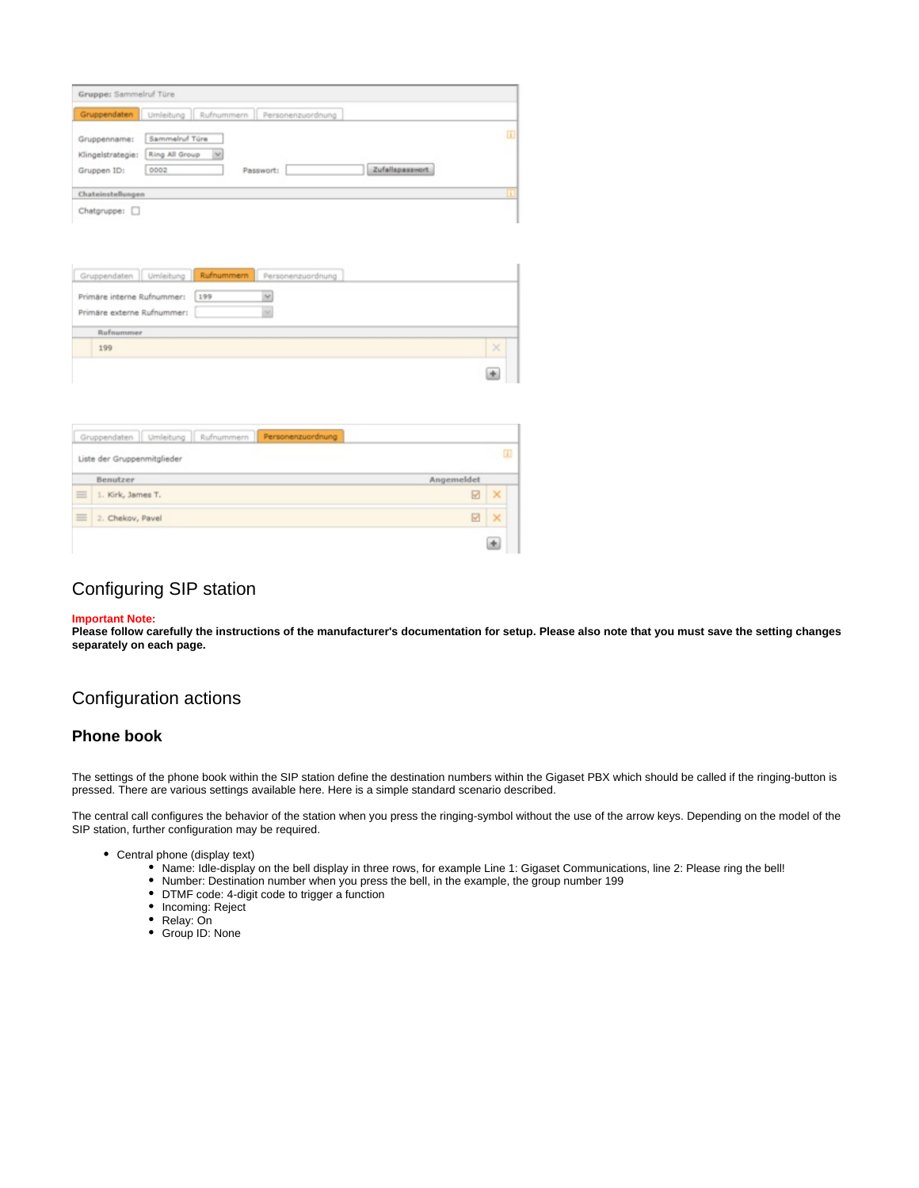## Configuring SIP station

**Important Note:**
**Please follow carefully the instructions of the manufacturer's documentation for setup. Please also note that you must save the setting changes separately on each page.**

## Configuration actions

### Phone book

The settings of the phone book within the SIP station define the destination numbers within the Gigaset PBX which should be called if the ringing-button is pressed. There are various settings available here. Here is a simple standard scenario described.

The central call configures the behavior of the station when you press the ringing-symbol without the use of the arrow keys. Depending on the model of the SIP station, further configuration may be required.

- Central phone (display text)
  - Name: Idle-display on the bell display in three rows, for example Line 1: Gigaset Communications, line 2: Please ring the bell!
  - Number: Destination number when you press the bell, in the example, the group number 199
  - DTMF code: 4-digit code to trigger a function
  - Incoming: Reject
  - Relay: On
  - Group ID: None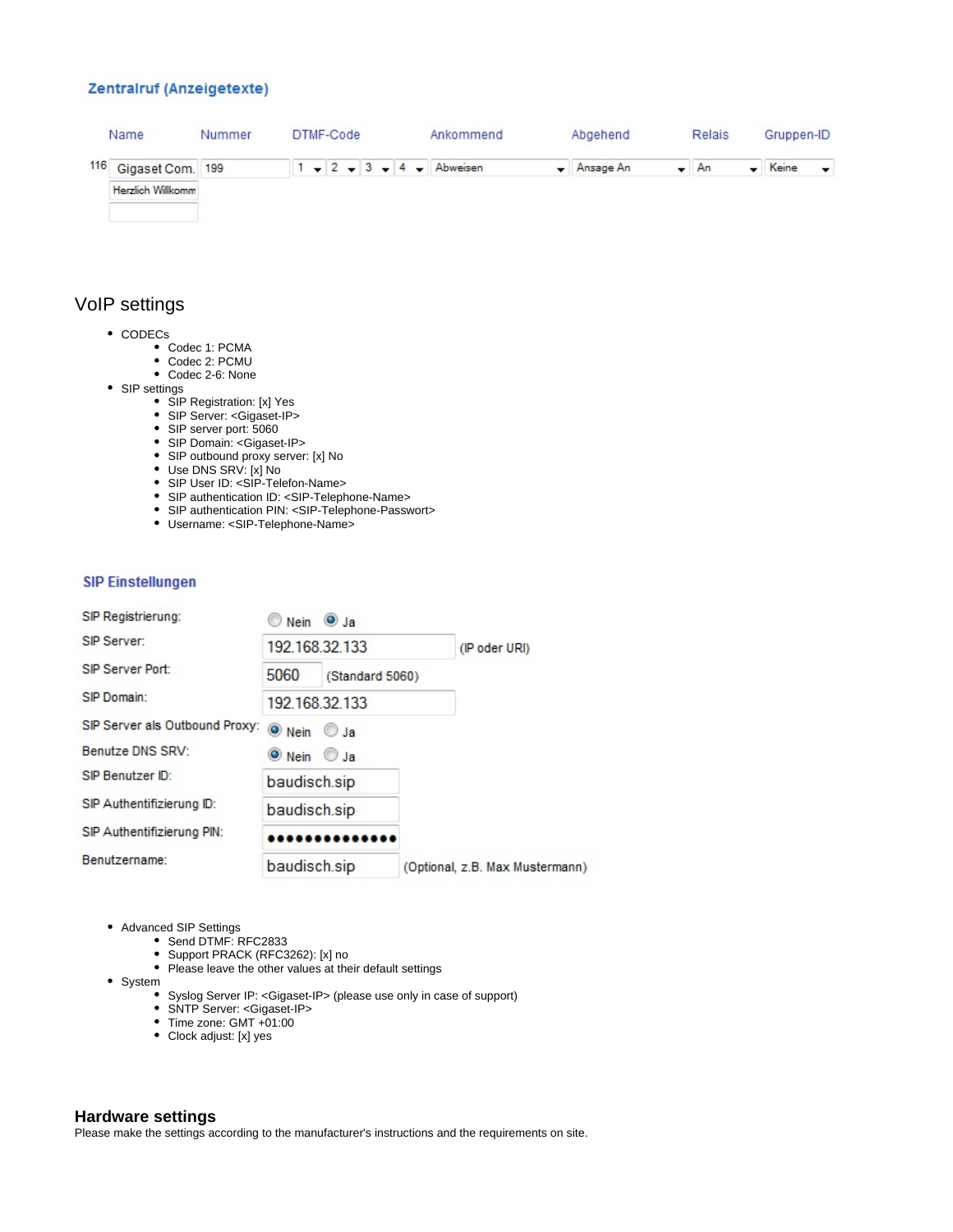**Zentralruf (Anzeigetexte)**

| | Name | Nummer | DTMF-Code | Ankommend | Abgehend | Relais | Gruppen-ID |
|---|---|---|---|---|---|---|---|
| 116 | Gigaset Com. | 199 | 1 2 3 4 | Abweisen | Ansage An | An | Keine |
| | Herzlich Willkomm | | | | | | |

## VoIP settings

- CODECs
  - Codec 1: PCMA
  - Codec 2: PCMU
  - Codec 2-6: None
- SIP settings
  - SIP Registration: [x] Yes
  - SIP Server: <Gigaset-IP>
  - SIP server port: 5060
  - SIP Domain: <Gigaset-IP>
  - SIP outbound proxy server: [x] No
  - Use DNS SRV: [x] No
  - SIP User ID: <SIP-Telefon-Name>
  - SIP authentication ID: <SIP-Telephone-Name>
  - SIP authentication PIN: <SIP-Telephone-Passwort>
  - Username: <SIP-Telephone-Name>

**SIP Einstellungen**

| | |
|---|---|
| SIP Registrierung: | ○ Nein ● Ja |
| SIP Server: | 192.168.32.133 (IP oder URI) |
| SIP Server Port: | 5060 (Standard 5060) |
| SIP Domain: | 192.168.32.133 |
| SIP Server als Outbound Proxy: | ● Nein ○ Ja |
| Benutze DNS SRV: | ● Nein ○ Ja |
| SIP Benutzer ID: | baudisch.sip |
| SIP Authentifizierung ID: | baudisch.sip |
| SIP Authentifizierung PIN: | •••••••••••••• |
| Benutzername: | baudisch.sip (Optional, z.B. Max Mustermann) |

- Advanced SIP Settings
  - Send DTMF: RFC2833
  - Support PRACK (RFC3262): [x] no
  - Please leave the other values at their default settings
- System
  - Syslog Server IP: <Gigaset-IP> (please use only in case of support)
  - SNTP Server: <Gigaset-IP>
  - Time zone: GMT +01:00
  - Clock adjust: [x] yes

## Hardware settings

Please make the settings according to the manufacturer's instructions and the requirements on site.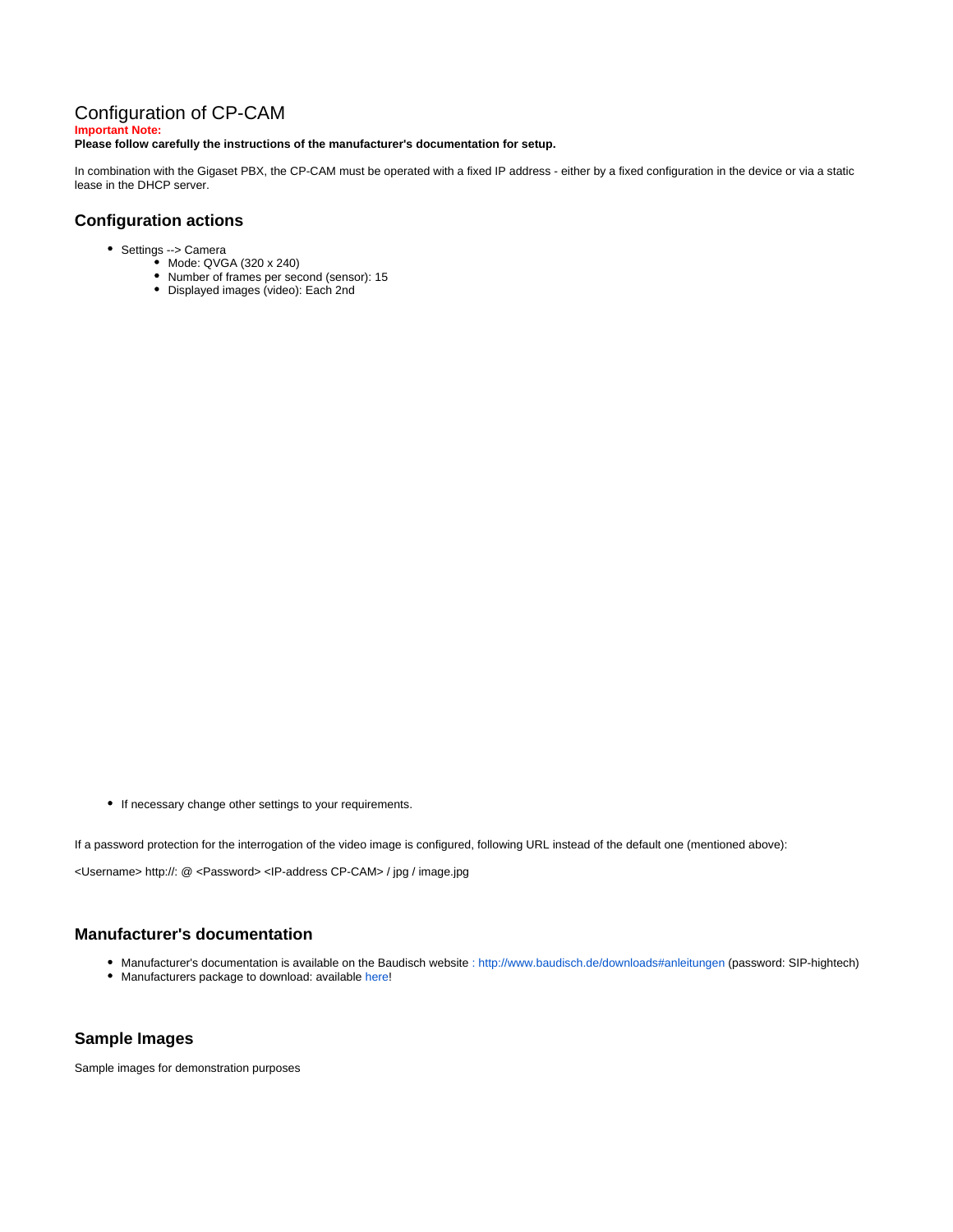# Configuration of CP-CAM

**Important Note:**

**Please follow carefully the instructions of the manufacturer's documentation for setup.**

In combination with the Gigaset PBX, the CP-CAM must be operated with a fixed IP address - either by a fixed configuration in the device or via a static lease in the DHCP server.

## Configuration actions

- Settings --> Camera
  - Mode: QVGA (320 x 240)
  - Number of frames per second (sensor): 15
  - Displayed images (video): Each 2nd

- If necessary change other settings to your requirements.

If a password protection for the interrogation of the video image is configured, following URL instead of the default one (mentioned above):

<Username> http://: @ <Password> <IP-address CP-CAM> / jpg / image.jpg

## Manufacturer's documentation

- Manufacturer's documentation is available on the Baudisch website : http://www.baudisch.de/downloads#anleitungen (password: SIP-hightech)
- Manufacturers package to download: available here!

## Sample Images

Sample images for demonstration purposes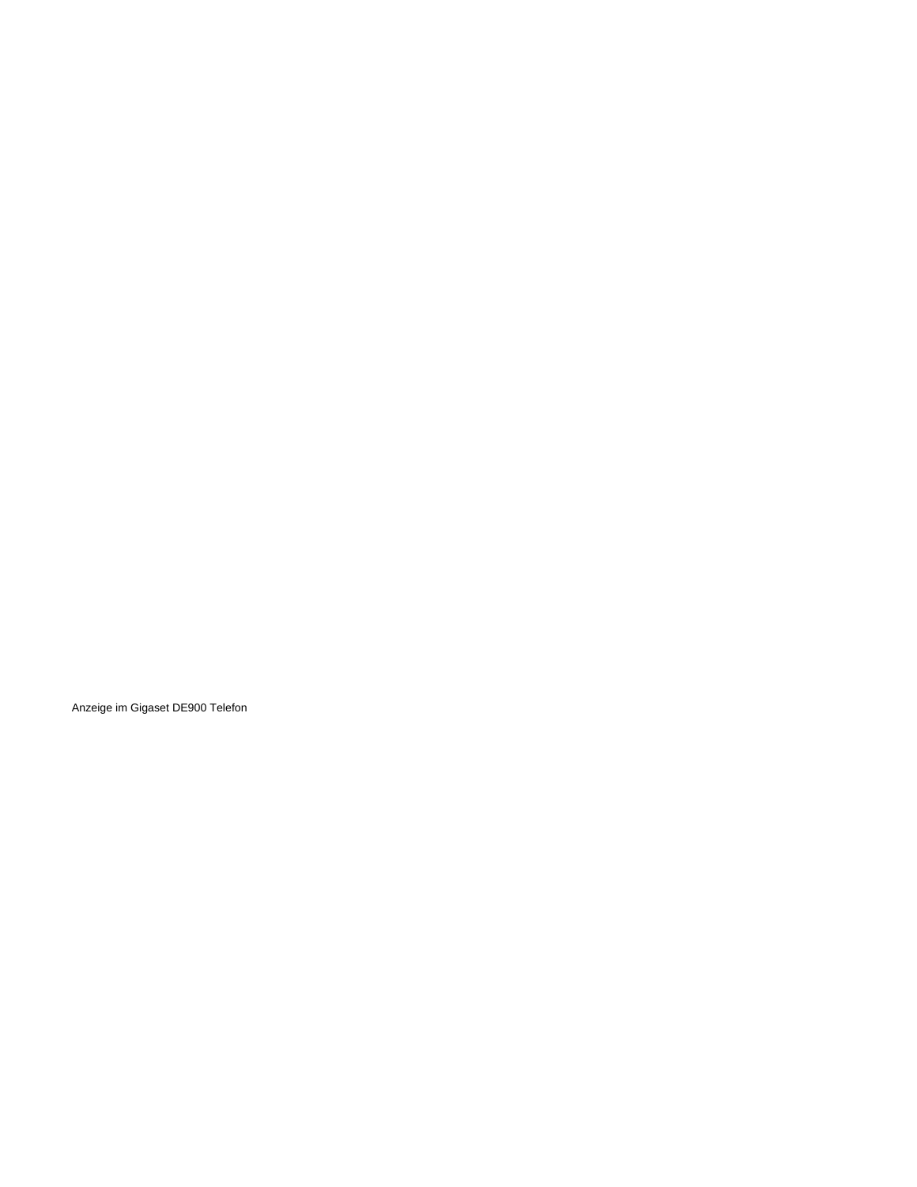Anzeige im Gigaset DE900 Telefon